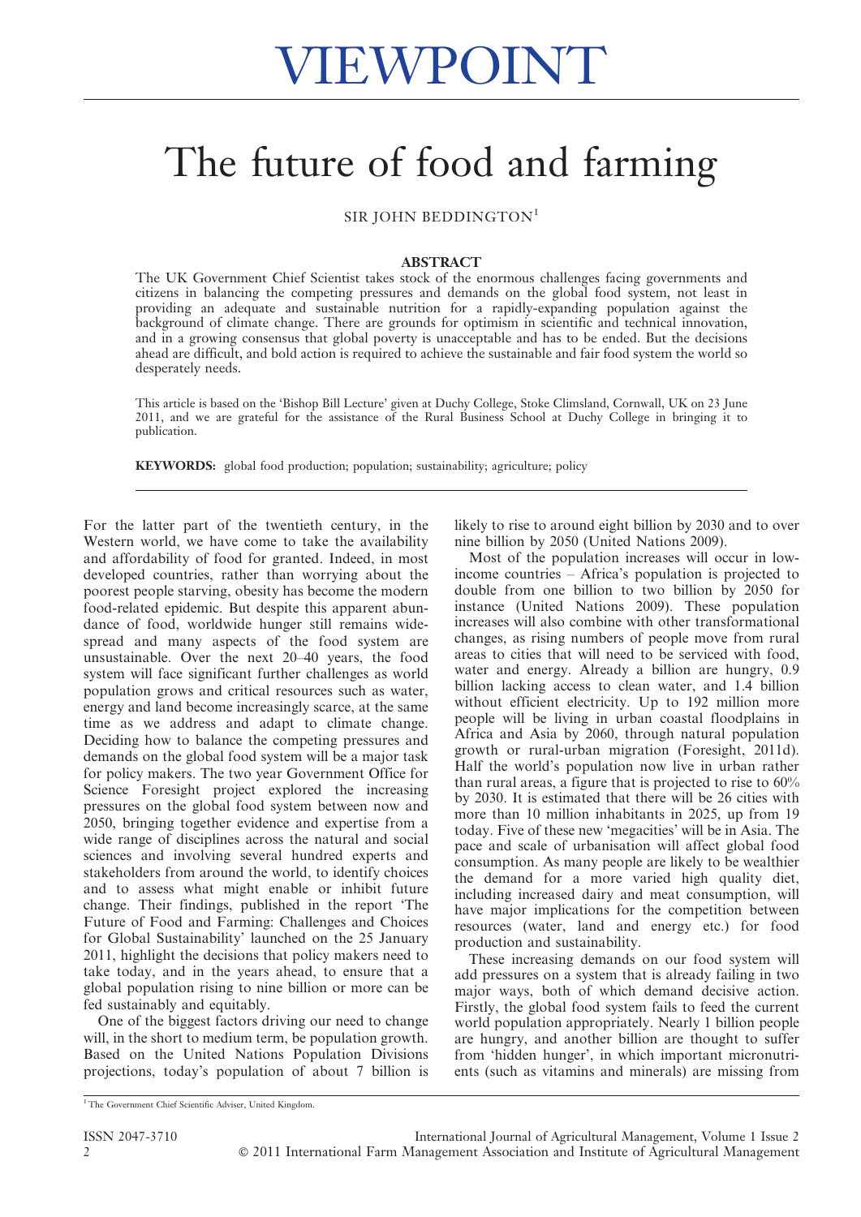# VIEWPOINT

# The future of food and farming

SIR JOHN BEDDINGTON[1]

## ABSTRACT

The UK Government Chief Scientist takes stock of the enormous challenges facing governments and citizens in balancing the competing pressures and demands on the global food system, not least in providing an adequate and sustainable nutrition for a rapidly-expanding population against the background of climate change. There are grounds for optimism in scientific and technical innovation, and in a growing consensus that global poverty is unacceptable and has to be ended. But the decisions ahead are difficult, and bold action is required to achieve the sustainable and fair food system the world so desperately needs.

This article is based on the 'Bishop Bill Lecture' given at Duchy College, Stoke Climsland, Cornwall, UK on 23 June 2011, and we are grateful for the assistance of the Rural Business School at Duchy College in bringing it to publication.

**KEYWORDS:** global food production; population; sustainability; agriculture; policy

For the latter part of the twentieth century, in the Western world, we have come to take the availability and affordability of food for granted. Indeed, in most developed countries, rather than worrying about the poorest people starving, obesity has become the modern food-related epidemic. But despite this apparent abundance of food, worldwide hunger still remains widespread and many aspects of the food system are unsustainable. Over the next 20–40 years, the food system will face significant further challenges as world population grows and critical resources such as water, energy and land become increasingly scarce, at the same time as we address and adapt to climate change. Deciding how to balance the competing pressures and demands on the global food system will be a major task for policy makers. The two year Government Office for Science Foresight project explored the increasing pressures on the global food system between now and 2050, bringing together evidence and expertise from a wide range of disciplines across the natural and social sciences and involving several hundred experts and stakeholders from around the world, to identify choices and to assess what might enable or inhibit future change. Their findings, published in the report 'The Future of Food and Farming: Challenges and Choices for Global Sustainability' launched on the 25 January 2011, highlight the decisions that policy makers need to take today, and in the years ahead, to ensure that a global population rising to nine billion or more can be fed sustainably and equitably.

One of the biggest factors driving our need to change will, in the short to medium term, be population growth. Based on the United Nations Population Divisions projections, today's population of about 7 billion is likely to rise to around eight billion by 2030 and to over nine billion by 2050 (United Nations 2009).

Most of the population increases will occur in low-income countries – Africa's population is projected to double from one billion to two billion by 2050 for instance (United Nations 2009). These population increases will also combine with other transformational changes, as rising numbers of people move from rural areas to cities that will need to be serviced with food, water and energy. Already a billion are hungry, 0.9 billion lacking access to clean water, and 1.4 billion without efficient electricity. Up to 192 million more people will be living in urban coastal floodplains in Africa and Asia by 2060, through natural population growth or rural-urban migration (Foresight, 2011d). Half the world's population now live in urban rather than rural areas, a figure that is projected to rise to 60% by 2030. It is estimated that there will be 26 cities with more than 10 million inhabitants in 2025, up from 19 today. Five of these new 'megacities' will be in Asia. The pace and scale of urbanisation will affect global food consumption. As many people are likely to be wealthier the demand for a more varied high quality diet, including increased dairy and meat consumption, will have major implications for the competition between resources (water, land and energy etc.) for food production and sustainability.

These increasing demands on our food system will add pressures on a system that is already failing in two major ways, both of which demand decisive action. Firstly, the global food system fails to feed the current world population appropriately. Nearly 1 billion people are hungry, and another billion are thought to suffer from 'hidden hunger', in which important micronutrients (such as vitamins and minerals) are missing from

[1] The Government Chief Scientific Adviser, United Kingdom.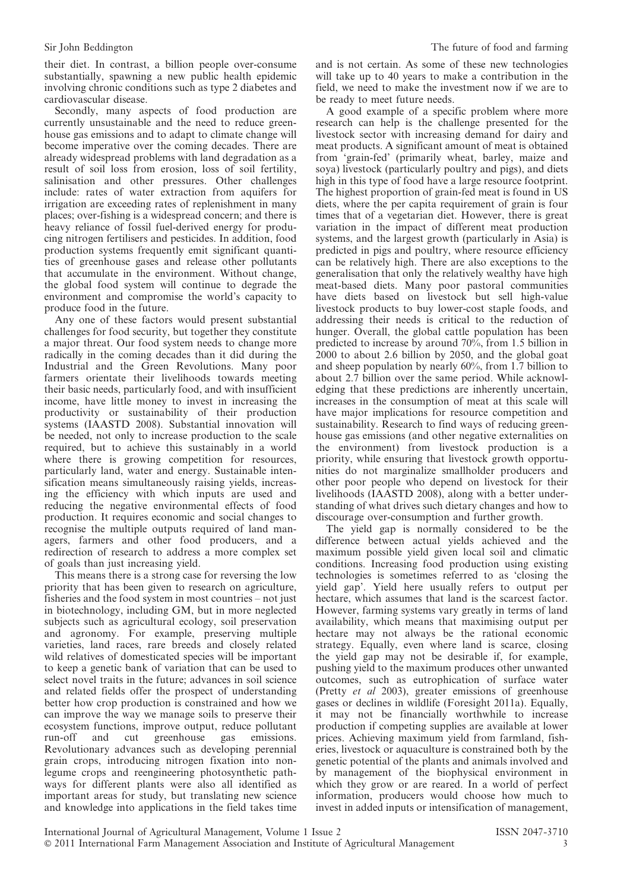their diet. In contrast, a billion people over-consume substantially, spawning a new public health epidemic involving chronic conditions such as type 2 diabetes and cardiovascular disease.

Secondly, many aspects of food production are currently unsustainable and the need to reduce greenhouse gas emissions and to adapt to climate change will become imperative over the coming decades. There are already widespread problems with land degradation as a result of soil loss from erosion, loss of soil fertility, salinisation and other pressures. Other challenges include: rates of water extraction from aquifers for irrigation are exceeding rates of replenishment in many places; over-fishing is a widespread concern; and there is heavy reliance of fossil fuel-derived energy for producing nitrogen fertilisers and pesticides. In addition, food production systems frequently emit significant quantities of greenhouse gases and release other pollutants that accumulate in the environment. Without change, the global food system will continue to degrade the environment and compromise the world's capacity to produce food in the future.

Any one of these factors would present substantial challenges for food security, but together they constitute a major threat. Our food system needs to change more radically in the coming decades than it did during the Industrial and the Green Revolutions. Many poor farmers orientate their livelihoods towards meeting their basic needs, particularly food, and with insufficient income, have little money to invest in increasing the productivity or sustainability of their production systems (IAASTD 2008). Substantial innovation will be needed, not only to increase production to the scale required, but to achieve this sustainably in a world where there is growing competition for resources, particularly land, water and energy. Sustainable intensification means simultaneously raising yields, increasing the efficiency with which inputs are used and reducing the negative environmental effects of food production. It requires economic and social changes to recognise the multiple outputs required of land managers, farmers and other food producers, and a redirection of research to address a more complex set of goals than just increasing yield.

This means there is a strong case for reversing the low priority that has been given to research on agriculture, fisheries and the food system in most countries – not just in biotechnology, including GM, but in more neglected subjects such as agricultural ecology, soil preservation and agronomy. For example, preserving multiple varieties, land races, rare breeds and closely related wild relatives of domesticated species will be important to keep a genetic bank of variation that can be used to select novel traits in the future; advances in soil science and related fields offer the prospect of understanding better how crop production is constrained and how we can improve the way we manage soils to preserve their ecosystem functions, improve output, reduce pollutant run-off and cut greenhouse gas emissions. Revolutionary advances such as developing perennial grain crops, introducing nitrogen fixation into non-legume crops and reengineering photosynthetic pathways for different plants were also all identified as important areas for study, but translating new science and knowledge into applications in the field takes time and is not certain. As some of these new technologies will take up to 40 years to make a contribution in the field, we need to make the investment now if we are to be ready to meet future needs.

A good example of a specific problem where more research can help is the challenge presented for the livestock sector with increasing demand for dairy and meat products. A significant amount of meat is obtained from 'grain-fed' (primarily wheat, barley, maize and soya) livestock (particularly poultry and pigs), and diets high in this type of food have a large resource footprint. The highest proportion of grain-fed meat is found in US diets, where the per capita requirement of grain is four times that of a vegetarian diet. However, there is great variation in the impact of different meat production systems, and the largest growth (particularly in Asia) is predicted in pigs and poultry, where resource efficiency can be relatively high. There are also exceptions to the generalisation that only the relatively wealthy have high meat-based diets. Many poor pastoral communities have diets based on livestock but sell high-value livestock products to buy lower-cost staple foods, and addressing their needs is critical to the reduction of hunger. Overall, the global cattle population has been predicted to increase by around 70%, from 1.5 billion in 2000 to about 2.6 billion by 2050, and the global goat and sheep population by nearly 60%, from 1.7 billion to about 2.7 billion over the same period. While acknowledging that these predictions are inherently uncertain, increases in the consumption of meat at this scale will have major implications for resource competition and sustainability. Research to find ways of reducing greenhouse gas emissions (and other negative externalities on the environment) from livestock production is a priority, while ensuring that livestock growth opportunities do not marginalize smallholder producers and other poor people who depend on livestock for their livelihoods (IAASTD 2008), along with a better understanding of what drives such dietary changes and how to discourage over-consumption and further growth.

The yield gap is normally considered to be the difference between actual yields achieved and the maximum possible yield given local soil and climatic conditions. Increasing food production using existing technologies is sometimes referred to as 'closing the yield gap'. Yield here usually refers to output per hectare, which assumes that land is the scarcest factor. However, farming systems vary greatly in terms of land availability, which means that maximising output per hectare may not always be the rational economic strategy. Equally, even where land is scarce, closing the yield gap may not be desirable if, for example, pushing yield to the maximum produces other unwanted outcomes, such as eutrophication of surface water (Pretty *et al* 2003), greater emissions of greenhouse gases or declines in wildlife (Foresight 2011a). Equally, it may not be financially worthwhile to increase production if competing supplies are available at lower prices. Achieving maximum yield from farmland, fisheries, livestock or aquaculture is constrained both by the genetic potential of the plants and animals involved and by management of the biophysical environment in which they grow or are reared. In a world of perfect information, producers would choose how much to invest in added inputs or intensification of management,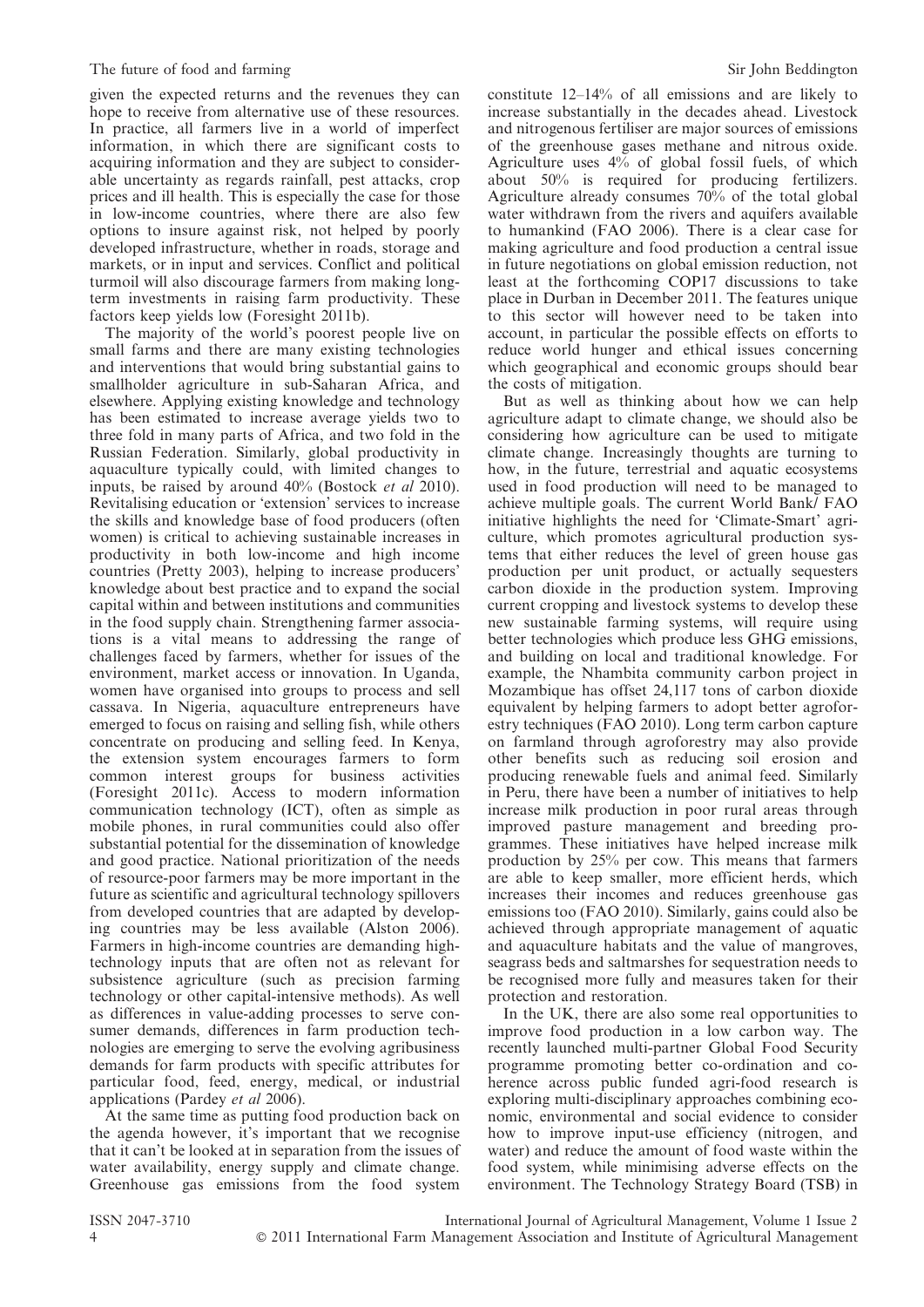given the expected returns and the revenues they can hope to receive from alternative use of these resources. In practice, all farmers live in a world of imperfect information, in which there are significant costs to acquiring information and they are subject to considerable uncertainty as regards rainfall, pest attacks, crop prices and ill health. This is especially the case for those in low-income countries, where there are also few options to insure against risk, not helped by poorly developed infrastructure, whether in roads, storage and markets, or in input and services. Conflict and political turmoil will also discourage farmers from making long-term investments in raising farm productivity. These factors keep yields low (Foresight 2011b).

The majority of the world's poorest people live on small farms and there are many existing technologies and interventions that would bring substantial gains to smallholder agriculture in sub-Saharan Africa, and elsewhere. Applying existing knowledge and technology has been estimated to increase average yields two to three fold in many parts of Africa, and two fold in the Russian Federation. Similarly, global productivity in aquaculture typically could, with limited changes to inputs, be raised by around 40% (Bostock *et al* 2010). Revitalising education or 'extension' services to increase the skills and knowledge base of food producers (often women) is critical to achieving sustainable increases in productivity in both low-income and high income countries (Pretty 2003), helping to increase producers' knowledge about best practice and to expand the social capital within and between institutions and communities in the food supply chain. Strengthening farmer associations is a vital means to addressing the range of challenges faced by farmers, whether for issues of the environment, market access or innovation. In Uganda, women have organised into groups to process and sell cassava. In Nigeria, aquaculture entrepreneurs have emerged to focus on raising and selling fish, while others concentrate on producing and selling feed. In Kenya, the extension system encourages farmers to form common interest groups for business activities (Foresight 2011c). Access to modern information communication technology (ICT), often as simple as mobile phones, in rural communities could also offer substantial potential for the dissemination of knowledge and good practice. National prioritization of the needs of resource-poor farmers may be more important in the future as scientific and agricultural technology spillovers from developed countries that are adapted by developing countries may be less available (Alston 2006). Farmers in high-income countries are demanding high-technology inputs that are often not as relevant for subsistence agriculture (such as precision farming technology or other capital-intensive methods). As well as differences in value-adding processes to serve consumer demands, differences in farm production technologies are emerging to serve the evolving agribusiness demands for farm products with specific attributes for particular food, feed, energy, medical, or industrial applications (Pardey *et al* 2006).

At the same time as putting food production back on the agenda however, it's important that we recognise that it can't be looked at in separation from the issues of water availability, energy supply and climate change. Greenhouse gas emissions from the food system constitute 12–14% of all emissions and are likely to increase substantially in the decades ahead. Livestock and nitrogenous fertiliser are major sources of emissions of the greenhouse gases methane and nitrous oxide. Agriculture uses 4% of global fossil fuels, of which about 50% is required for producing fertilizers. Agriculture already consumes 70% of the total global water withdrawn from the rivers and aquifers available to humankind (FAO 2006). There is a clear case for making agriculture and food production a central issue in future negotiations on global emission reduction, not least at the forthcoming COP17 discussions to take place in Durban in December 2011. The features unique to this sector will however need to be taken into account, in particular the possible effects on efforts to reduce world hunger and ethical issues concerning which geographical and economic groups should bear the costs of mitigation.

But as well as thinking about how we can help agriculture adapt to climate change, we should also be considering how agriculture can be used to mitigate climate change. Increasingly thoughts are turning to how, in the future, terrestrial and aquatic ecosystems used in food production will need to be managed to achieve multiple goals. The current World Bank/ FAO initiative highlights the need for 'Climate-Smart' agriculture, which promotes agricultural production systems that either reduces the level of green house gas production per unit product, or actually sequesters carbon dioxide in the production system. Improving current cropping and livestock systems to develop these new sustainable farming systems, will require using better technologies which produce less GHG emissions, and building on local and traditional knowledge. For example, the Nhambita community carbon project in Mozambique has offset 24,117 tons of carbon dioxide equivalent by helping farmers to adopt better agroforestry techniques (FAO 2010). Long term carbon capture on farmland through agroforestry may also provide other benefits such as reducing soil erosion and producing renewable fuels and animal feed. Similarly in Peru, there have been a number of initiatives to help increase milk production in poor rural areas through improved pasture management and breeding programmes. These initiatives have helped increase milk production by 25% per cow. This means that farmers are able to keep smaller, more efficient herds, which increases their incomes and reduces greenhouse gas emissions too (FAO 2010). Similarly, gains could also be achieved through appropriate management of aquatic and aquaculture habitats and the value of mangroves, seagrass beds and saltmarshes for sequestration needs to be recognised more fully and measures taken for their protection and restoration.

In the UK, there are also some real opportunities to improve food production in a low carbon way. The recently launched multi-partner Global Food Security programme promoting better co-ordination and coherence across public funded agri-food research is exploring multi-disciplinary approaches combining economic, environmental and social evidence to consider how to improve input-use efficiency (nitrogen, and water) and reduce the amount of food waste within the food system, while minimising adverse effects on the environment. The Technology Strategy Board (TSB) in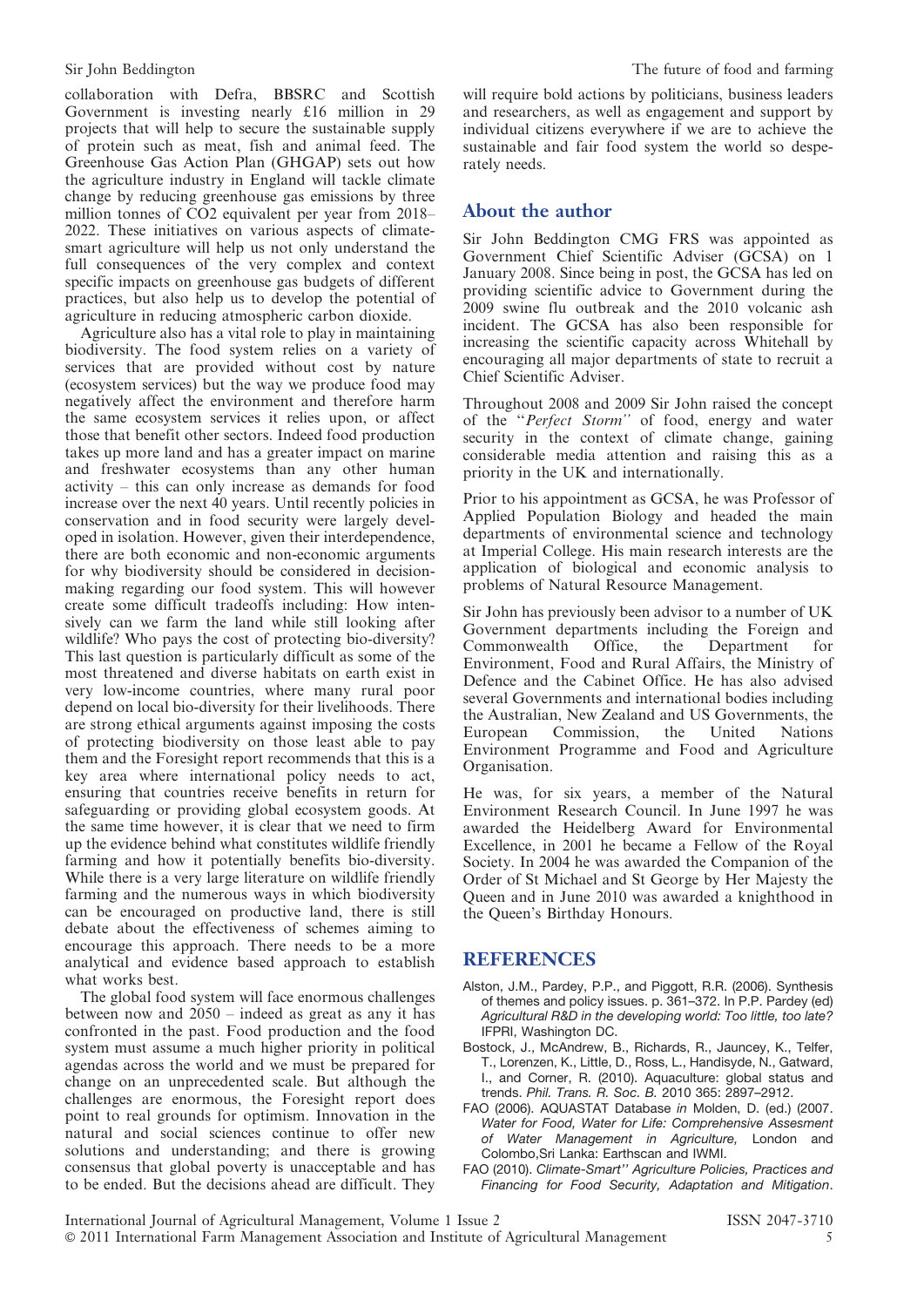collaboration with Defra, BBSRC and Scottish Government is investing nearly £16 million in 29 projects that will help to secure the sustainable supply of protein such as meat, fish and animal feed. The Greenhouse Gas Action Plan (GHGAP) sets out how the agriculture industry in England will tackle climate change by reducing greenhouse gas emissions by three million tonnes of CO2 equivalent per year from 2018–2022. These initiatives on various aspects of climate-smart agriculture will help us not only understand the full consequences of the very complex and context specific impacts on greenhouse gas budgets of different practices, but also help us to develop the potential of agriculture in reducing atmospheric carbon dioxide.

Agriculture also has a vital role to play in maintaining biodiversity. The food system relies on a variety of services that are provided without cost by nature (ecosystem services) but the way we produce food may negatively affect the environment and therefore harm the same ecosystem services it relies upon, or affect those that benefit other sectors. Indeed food production takes up more land and has a greater impact on marine and freshwater ecosystems than any other human activity – this can only increase as demands for food increase over the next 40 years. Until recently policies in conservation and in food security were largely developed in isolation. However, given their interdependence, there are both economic and non-economic arguments for why biodiversity should be considered in decision-making regarding our food system. This will however create some difficult tradeoffs including: How intensively can we farm the land while still looking after wildlife? Who pays the cost of protecting bio-diversity? This last question is particularly difficult as some of the most threatened and diverse habitats on earth exist in very low-income countries, where many rural poor depend on local bio-diversity for their livelihoods. There are strong ethical arguments against imposing the costs of protecting biodiversity on those least able to pay them and the Foresight report recommends that this is a key area where international policy needs to act, ensuring that countries receive benefits in return for safeguarding or providing global ecosystem goods. At the same time however, it is clear that we need to firm up the evidence behind what constitutes wildlife friendly farming and how it potentially benefits bio-diversity. While there is a very large literature on wildlife friendly farming and the numerous ways in which biodiversity can be encouraged on productive land, there is still debate about the effectiveness of schemes aiming to encourage this approach. There needs to be a more analytical and evidence based approach to establish what works best.

The global food system will face enormous challenges between now and 2050 – indeed as great as any it has confronted in the past. Food production and the food system must assume a much higher priority in political agendas across the world and we must be prepared for change on an unprecedented scale. But although the challenges are enormous, the Foresight report does point to real grounds for optimism. Innovation in the natural and social sciences continue to offer new solutions and understanding; and there is growing consensus that global poverty is unacceptable and has to be ended. But the decisions ahead are difficult. They will require bold actions by politicians, business leaders and researchers, as well as engagement and support by individual citizens everywhere if we are to achieve the sustainable and fair food system the world so desperately needs.

## About the author

Sir John Beddington CMG FRS was appointed as Government Chief Scientific Adviser (GCSA) on 1 January 2008. Since being in post, the GCSA has led on providing scientific advice to Government during the 2009 swine flu outbreak and the 2010 volcanic ash incident. The GCSA has also been responsible for increasing the scientific capacity across Whitehall by encouraging all major departments of state to recruit a Chief Scientific Adviser.

Throughout 2008 and 2009 Sir John raised the concept of the ''*Perfect Storm*'' of food, energy and water security in the context of climate change, gaining considerable media attention and raising this as a priority in the UK and internationally.

Prior to his appointment as GCSA, he was Professor of Applied Population Biology and headed the main departments of environmental science and technology at Imperial College. His main research interests are the application of biological and economic analysis to problems of Natural Resource Management.

Sir John has previously been advisor to a number of UK Government departments including the Foreign and Commonwealth Office, the Department for Environment, Food and Rural Affairs, the Ministry of Defence and the Cabinet Office. He has also advised several Governments and international bodies including the Australian, New Zealand and US Governments, the European Commission, the United Nations Environment Programme and Food and Agriculture Organisation.

He was, for six years, a member of the Natural Environment Research Council. In June 1997 he was awarded the Heidelberg Award for Environmental Excellence, in 2001 he became a Fellow of the Royal Society. In 2004 he was awarded the Companion of the Order of St Michael and St George by Her Majesty the Queen and in June 2010 was awarded a knighthood in the Queen's Birthday Honours.

## REFERENCES

Alston, J.M., Pardey, P.P., and Piggott, R.R. (2006). Synthesis of themes and policy issues. p. 361–372. In P.P. Pardey (ed) *Agricultural R&D in the developing world: Too little, too late?* IFPRI, Washington DC.

Bostock, J., McAndrew, B., Richards, R., Jauncey, K., Telfer, T., Lorenzen, K., Little, D., Ross, L., Handisyde, N., Gatward, I., and Corner, R. (2010). Aquaculture: global status and trends. *Phil. Trans. R. Soc. B.* 2010 365: 2897–2912.

FAO (2006). AQUASTAT Database *in* Molden, D. (ed.) (2007. *Water for Food, Water for Life: Comprehensive Assesment of Water Management in Agriculture,* London and Colombo,Sri Lanka: Earthscan and IWMI.

FAO (2010). *Climate-Smart'' Agriculture Policies, Practices and Financing for Food Security, Adaptation and Mitigation*.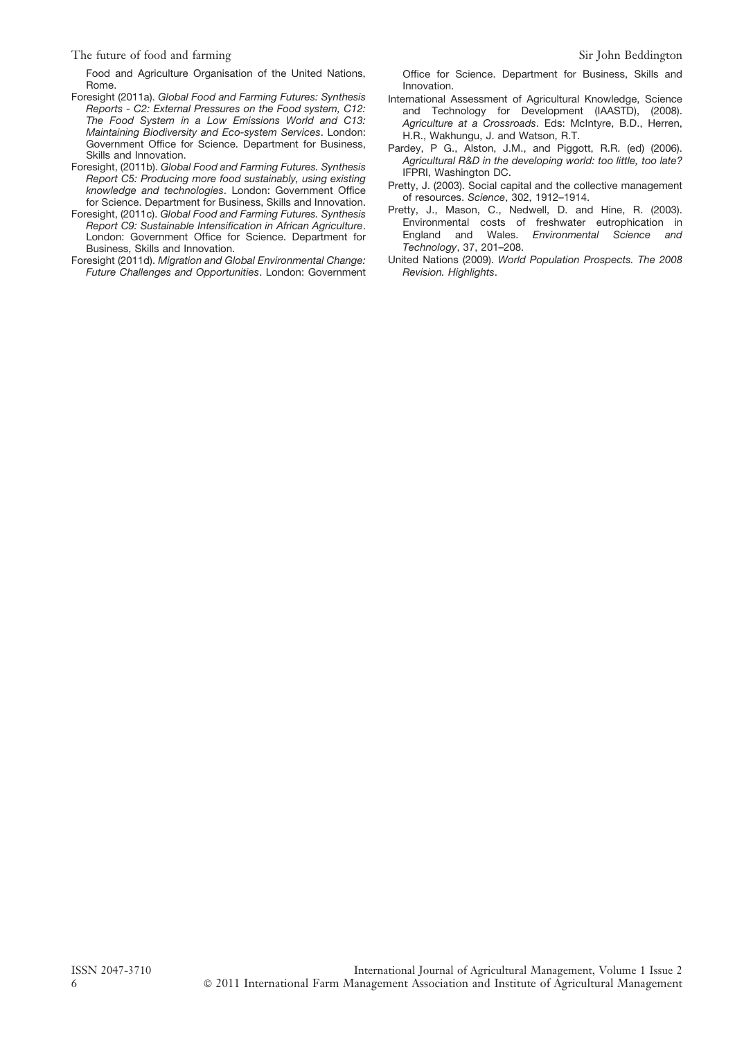Food and Agriculture Organisation of the United Nations, Rome.

Foresight (2011a). *Global Food and Farming Futures: Synthesis Reports - C2: External Pressures on the Food system, C12: The Food System in a Low Emissions World and C13: Maintaining Biodiversity and Eco-system Services*. London: Government Office for Science. Department for Business, Skills and Innovation.

Foresight, (2011b). *Global Food and Farming Futures. Synthesis Report C5: Producing more food sustainably, using existing knowledge and technologies*. London: Government Office for Science. Department for Business, Skills and Innovation.

Foresight, (2011c). *Global Food and Farming Futures. Synthesis Report C9: Sustainable Intensification in African Agriculture*. London: Government Office for Science. Department for Business, Skills and Innovation.

Foresight (2011d). *Migration and Global Environmental Change: Future Challenges and Opportunities*. London: Government Office for Science. Department for Business, Skills and Innovation.

International Assessment of Agricultural Knowledge, Science and Technology for Development (IAASTD), (2008). *Agriculture at a Crossroads*. Eds: McIntyre, B.D., Herren, H.R., Wakhungu, J. and Watson, R.T.

Pardey, P G., Alston, J.M., and Piggott, R.R. (ed) (2006). *Agricultural R&D in the developing world: too little, too late?* IFPRI, Washington DC.

Pretty, J. (2003). Social capital and the collective management of resources. *Science*, 302, 1912–1914.

Pretty, J., Mason, C., Nedwell, D. and Hine, R. (2003). Environmental costs of freshwater eutrophication in England and Wales. *Environmental Science and Technology*, 37, 201–208.

United Nations (2009). *World Population Prospects. The 2008 Revision. Highlights*.